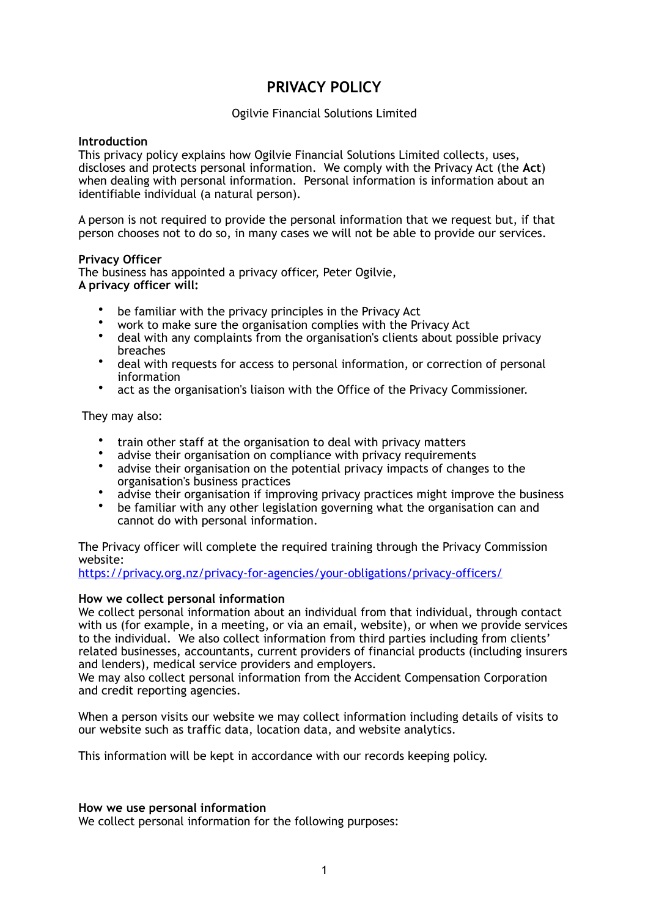# PRIVACY POLICY

Ogilvie Financial Solutions Limited

**Introduction**

This privacy policy explains how Ogilvie Financial Solutions Limited collects, uses, discloses and protects personal information. We comply with the Privacy Act (the **Act**) when dealing with personal information. Personal information is information about an identifiable individual (a natural person).

A person is not required to provide the personal information that we request but, if that person chooses not to do so, in many cases we will not be able to provide our services.

**Privacy Officer**

The business has appointed a privacy officer, Peter Ogilvie,
**A privacy officer will:**

- be familiar with the privacy principles in the Privacy Act
- work to make sure the organisation complies with the Privacy Act
- deal with any complaints from the organisation's clients about possible privacy breaches
- deal with requests for access to personal information, or correction of personal information
- act as the organisation's liaison with the Office of the Privacy Commissioner.

They may also:

- train other staff at the organisation to deal with privacy matters
- advise their organisation on compliance with privacy requirements
- advise their organisation on the potential privacy impacts of changes to the organisation's business practices
- advise their organisation if improving privacy practices might improve the business
- be familiar with any other legislation governing what the organisation can and cannot do with personal information.

The Privacy officer will complete the required training through the Privacy Commission website:
[https://privacy.org.nz/privacy-for-agencies/your-obligations/privacy-officers/](https://privacy.org.nz/privacy-for-agencies/your-obligations/privacy-officers/)

**How we collect personal information**

We collect personal information about an individual from that individual, through contact with us (for example, in a meeting, or via an email, website), or when we provide services to the individual. We also collect information from third parties including from clients' related businesses, accountants, current providers of financial products (including insurers and lenders), medical service providers and employers.
We may also collect personal information from the Accident Compensation Corporation and credit reporting agencies.

When a person visits our website we may collect information including details of visits to our website such as traffic data, location data, and website analytics.

This information will be kept in accordance with our records keeping policy.

**How we use personal information**

We collect personal information for the following purposes: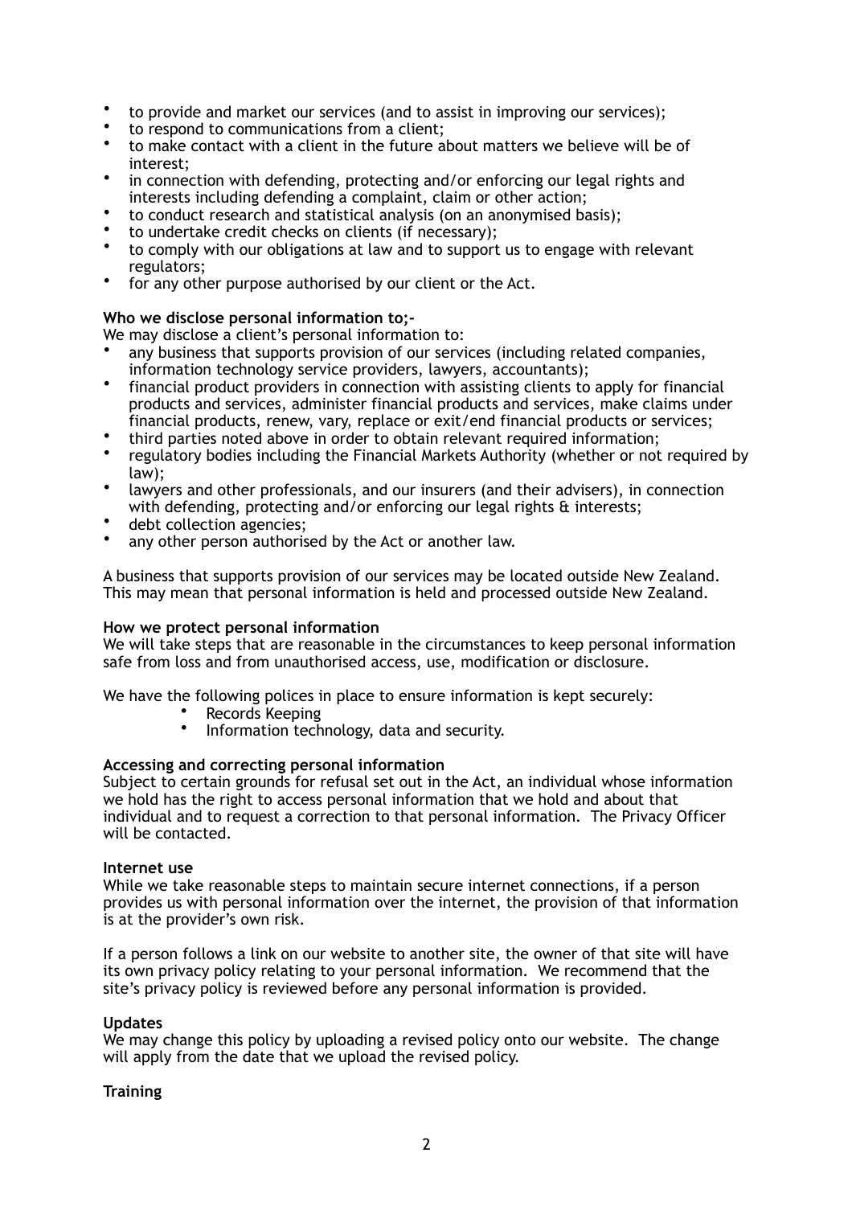- to provide and market our services (and to assist in improving our services);
- to respond to communications from a client;
- to make contact with a client in the future about matters we believe will be of interest;
- in connection with defending, protecting and/or enforcing our legal rights and interests including defending a complaint, claim or other action;
- to conduct research and statistical analysis (on an anonymised basis);
- to undertake credit checks on clients (if necessary);
- to comply with our obligations at law and to support us to engage with relevant regulators;
- for any other purpose authorised by our client or the Act.

**Who we disclose personal information to;-**

We may disclose a client's personal information to:

- any business that supports provision of our services (including related companies, information technology service providers, lawyers, accountants);
- financial product providers in connection with assisting clients to apply for financial products and services, administer financial products and services, make claims under financial products, renew, vary, replace or exit/end financial products or services;
- third parties noted above in order to obtain relevant required information;
- regulatory bodies including the Financial Markets Authority (whether or not required by law);
- lawyers and other professionals, and our insurers (and their advisers), in connection with defending, protecting and/or enforcing our legal rights & interests;
- debt collection agencies;
- any other person authorised by the Act or another law.

A business that supports provision of our services may be located outside New Zealand. This may mean that personal information is held and processed outside New Zealand.

**How we protect personal information**

We will take steps that are reasonable in the circumstances to keep personal information safe from loss and from unauthorised access, use, modification or disclosure.

We have the following polices in place to ensure information is kept securely:

- Records Keeping
- Information technology, data and security.

**Accessing and correcting personal information**

Subject to certain grounds for refusal set out in the Act, an individual whose information we hold has the right to access personal information that we hold and about that individual and to request a correction to that personal information. The Privacy Officer will be contacted.

**Internet use**

While we take reasonable steps to maintain secure internet connections, if a person provides us with personal information over the internet, the provision of that information is at the provider's own risk.

If a person follows a link on our website to another site, the owner of that site will have its own privacy policy relating to your personal information. We recommend that the site's privacy policy is reviewed before any personal information is provided.

**Updates**

We may change this policy by uploading a revised policy onto our website. The change will apply from the date that we upload the revised policy.

**Training**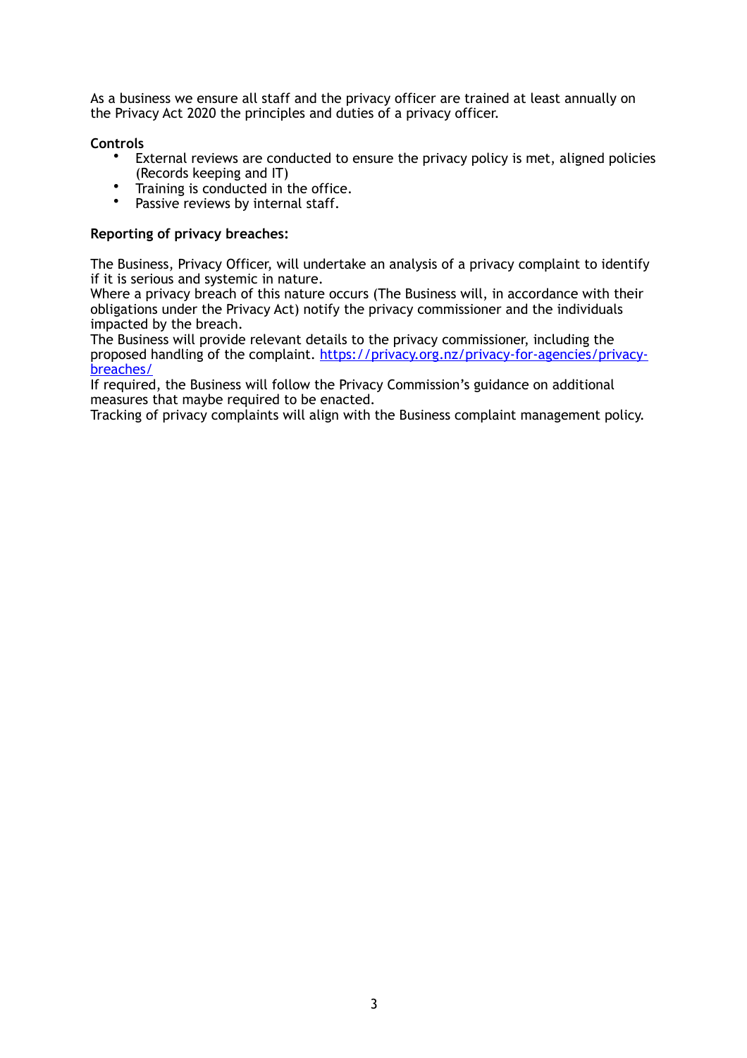As a business we ensure all staff and the privacy officer are trained at least annually on the Privacy Act 2020 the principles and duties of a privacy officer.

**Controls**

- External reviews are conducted to ensure the privacy policy is met, aligned policies (Records keeping and IT)
- Training is conducted in the office.
- Passive reviews by internal staff.

**Reporting of privacy breaches:**

The Business, Privacy Officer, will undertake an analysis of a privacy complaint to identify if it is serious and systemic in nature.
Where a privacy breach of this nature occurs (The Business will, in accordance with their obligations under the Privacy Act) notify the privacy commissioner and the individuals impacted by the breach.
The Business will provide relevant details to the privacy commissioner, including the proposed handling of the complaint. [https://privacy.org.nz/privacy-for-agencies/privacy-breaches/](https://privacy.org.nz/privacy-for-agencies/privacy-breaches/)
If required, the Business will follow the Privacy Commission's guidance on additional measures that maybe required to be enacted.
Tracking of privacy complaints will align with the Business complaint management policy.